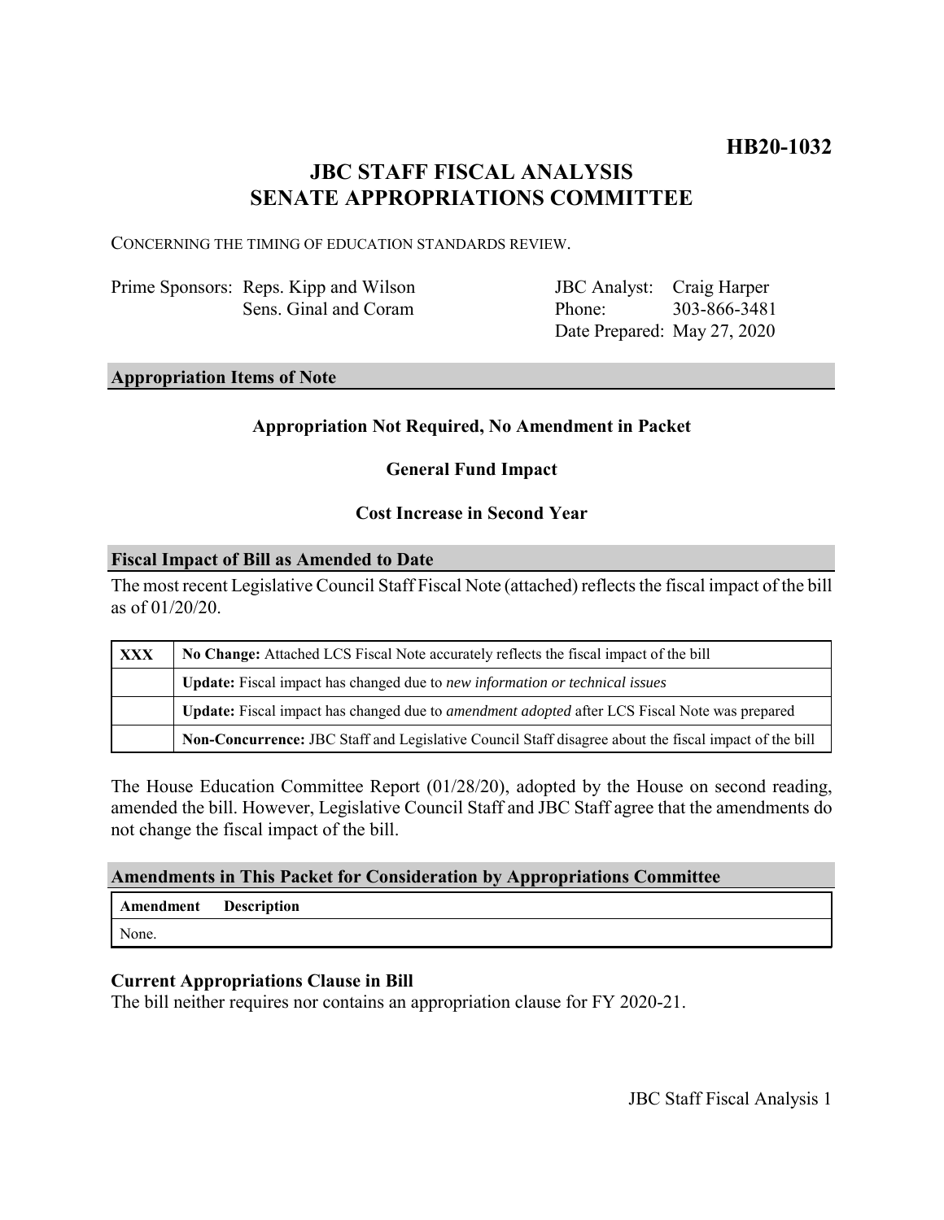**HB20-1032**

# JBC STAFF FISCAL ANALYSIS
# SENATE APPROPRIATIONS COMMITTEE

CONCERNING THE TIMING OF EDUCATION STANDARDS REVIEW.

| Prime Sponsors: | Reps. Kipp and Wilson | JBC Analyst: | Craig Harper |
|---|---|---|---|
| | Sens. Ginal and Coram | Phone: | 303-866-3481 |
| | | Date Prepared: | May 27, 2020 |

## Appropriation Items of Note

**Appropriation Not Required, No Amendment in Packet**

**General Fund Impact**

**Cost Increase in Second Year**

## Fiscal Impact of Bill as Amended to Date

The most recent Legislative Council Staff Fiscal Note (attached) reflects the fiscal impact of the bill as of 01/20/20.

| | |
|---|---|
| **XXX** | **No Change:** Attached LCS Fiscal Note accurately reflects the fiscal impact of the bill |
| | **Update:** Fiscal impact has changed due to *new information or technical issues* |
| | **Update:** Fiscal impact has changed due to *amendment adopted* after LCS Fiscal Note was prepared |
| | **Non-Concurrence:** JBC Staff and Legislative Council Staff disagree about the fiscal impact of the bill |

The House Education Committee Report (01/28/20), adopted by the House on second reading, amended the bill. However, Legislative Council Staff and JBC Staff agree that the amendments do not change the fiscal impact of the bill.

## Amendments in This Packet for Consideration by Appropriations Committee

| Amendment | Description |
|---|---|
| None. | |

### Current Appropriations Clause in Bill

The bill neither requires nor contains an appropriation clause for FY 2020-21.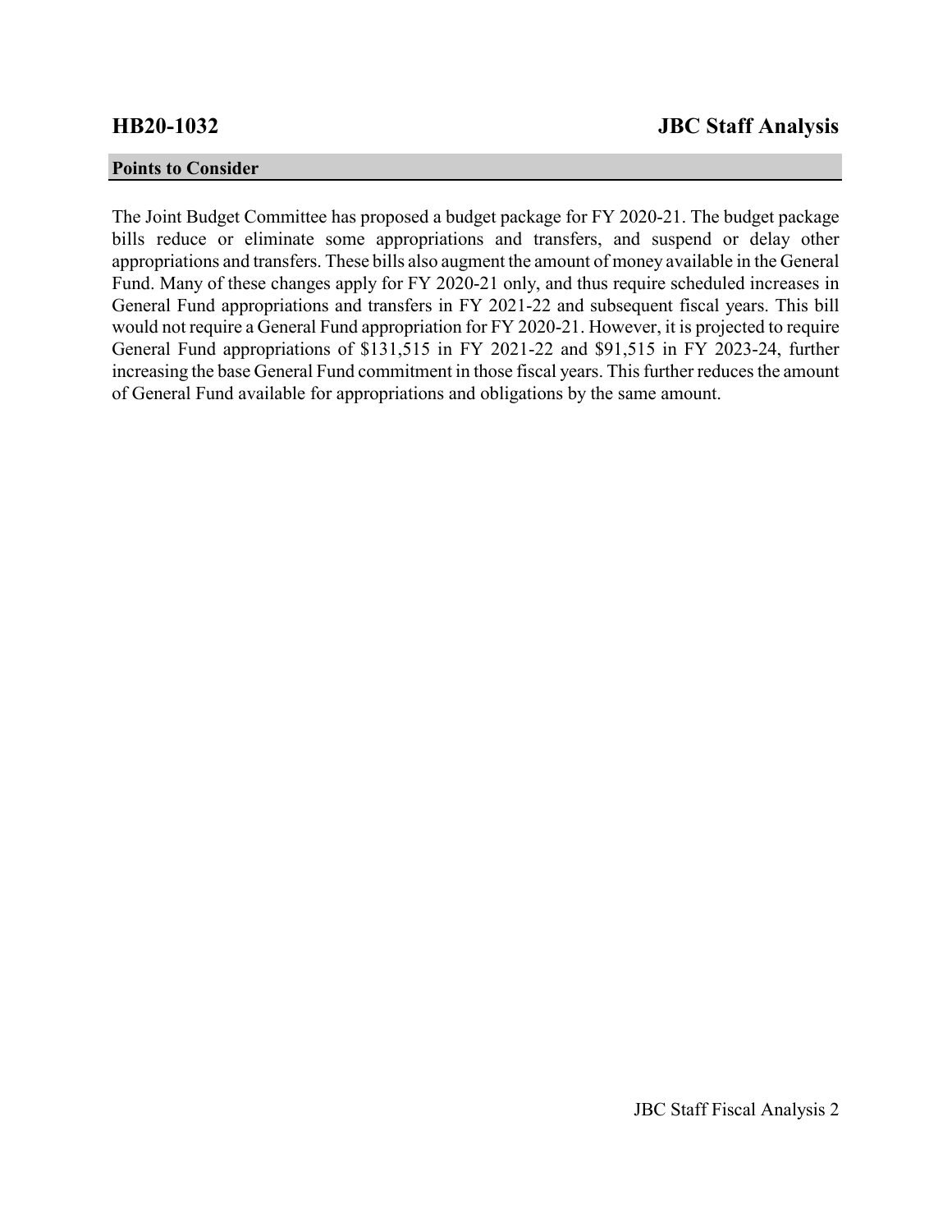## Points to Consider

The Joint Budget Committee has proposed a budget package for FY 2020-21. The budget package bills reduce or eliminate some appropriations and transfers, and suspend or delay other appropriations and transfers. These bills also augment the amount of money available in the General Fund. Many of these changes apply for FY 2020-21 only, and thus require scheduled increases in General Fund appropriations and transfers in FY 2021-22 and subsequent fiscal years. This bill would not require a General Fund appropriation for FY 2020-21. However, it is projected to require General Fund appropriations of $131,515 in FY 2021-22 and $91,515 in FY 2023-24, further increasing the base General Fund commitment in those fiscal years. This further reduces the amount of General Fund available for appropriations and obligations by the same amount.